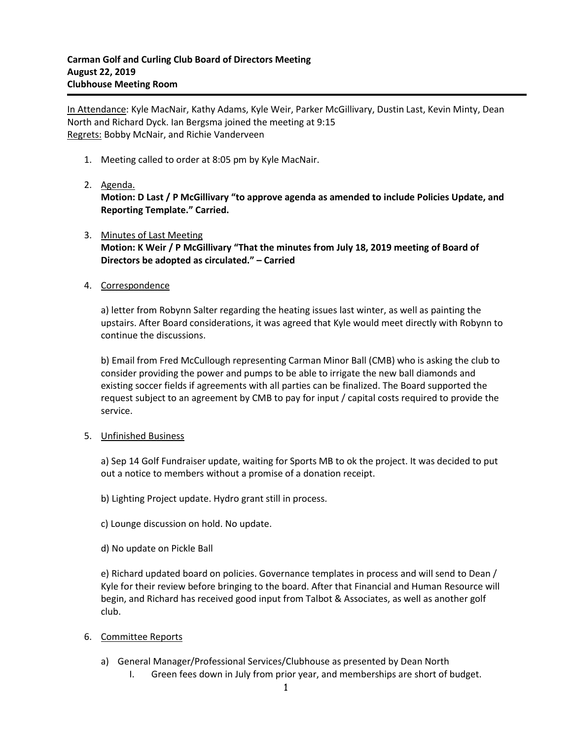**Carman Golf and Curling Club Board of Directors Meeting**
**August 22, 2019**
**Clubhouse Meeting Room**

---

<u>In Attendance</u>: Kyle MacNair, Kathy Adams, Kyle Weir, Parker McGillivary, Dustin Last, Kevin Minty, Dean North and Richard Dyck. Ian Bergsma joined the meeting at 9:15
<u>Regrets:</u> Bobby McNair, and Richie Vanderveen

1. Meeting called to order at 8:05 pm by Kyle MacNair.

2. <u>Agenda.</u>
   **Motion: D Last / P McGillivary "to approve agenda as amended to include Policies Update, and Reporting Template." Carried.**

3. <u>Minutes of Last Meeting</u>
   **Motion: K Weir / P McGillivary "That the minutes from July 18, 2019 meeting of Board of Directors be adopted as circulated." – Carried**

4. <u>Correspondence</u>

   a) letter from Robynn Salter regarding the heating issues last winter, as well as painting the upstairs. After Board considerations, it was agreed that Kyle would meet directly with Robynn to continue the discussions.

   b) Email from Fred McCullough representing Carman Minor Ball (CMB) who is asking the club to consider providing the power and pumps to be able to irrigate the new ball diamonds and existing soccer fields if agreements with all parties can be finalized. The Board supported the request subject to an agreement by CMB to pay for input / capital costs required to provide the service.

5. <u>Unfinished Business</u>

   a) Sep 14 Golf Fundraiser update, waiting for Sports MB to ok the project. It was decided to put out a notice to members without a promise of a donation receipt.

   b) Lighting Project update. Hydro grant still in process.

   c) Lounge discussion on hold. No update.

   d) No update on Pickle Ball

   e) Richard updated board on policies. Governance templates in process and will send to Dean / Kyle for their review before bringing to the board. After that Financial and Human Resource will begin, and Richard has received good input from Talbot & Associates, as well as another golf club.

6. <u>Committee Reports</u>

   a) General Manager/Professional Services/Clubhouse as presented by Dean North
      I. Green fees down in July from prior year, and memberships are short of budget.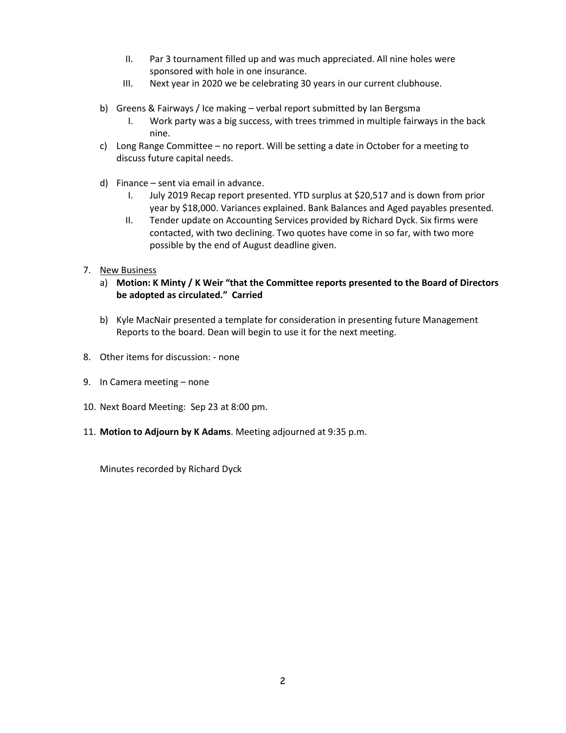II. Par 3 tournament filled up and was much appreciated. All nine holes were sponsored with hole in one insurance.
    III. Next year in 2020 we be celebrating 30 years in our current clubhouse.

b) Greens & Fairways / Ice making – verbal report submitted by Ian Bergsma
    I. Work party was a big success, with trees trimmed in multiple fairways in the back nine.

c) Long Range Committee – no report. Will be setting a date in October for a meeting to discuss future capital needs.

d) Finance – sent via email in advance.
    I. July 2019 Recap report presented. YTD surplus at $20,517 and is down from prior year by $18,000. Variances explained. Bank Balances and Aged payables presented.
    II. Tender update on Accounting Services provided by Richard Dyck. Six firms were contacted, with two declining. Two quotes have come in so far, with two more possible by the end of August deadline given.

7. New Business
    a) **Motion: K Minty / K Weir "that the Committee reports presented to the Board of Directors be adopted as circulated." Carried**

    b) Kyle MacNair presented a template for consideration in presenting future Management Reports to the board. Dean will begin to use it for the next meeting.

8. Other items for discussion: - none

9. In Camera meeting – none

10. Next Board Meeting: Sep 23 at 8:00 pm.

11. **Motion to Adjourn by K Adams**. Meeting adjourned at 9:35 p.m.

Minutes recorded by Richard Dyck